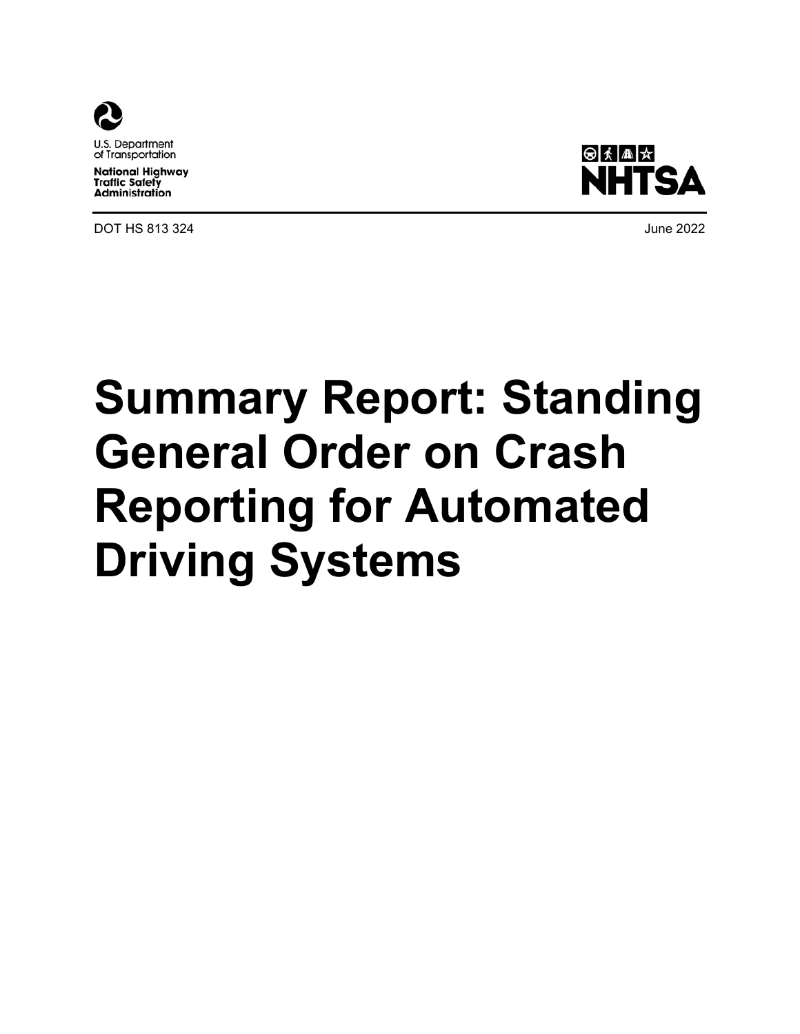U.S. Department of Transportation

National Highway Traffic Safety Administration

NHTSA

DOT HS 813 324

June 2022

# Summary Report: Standing General Order on Crash Reporting for Automated Driving Systems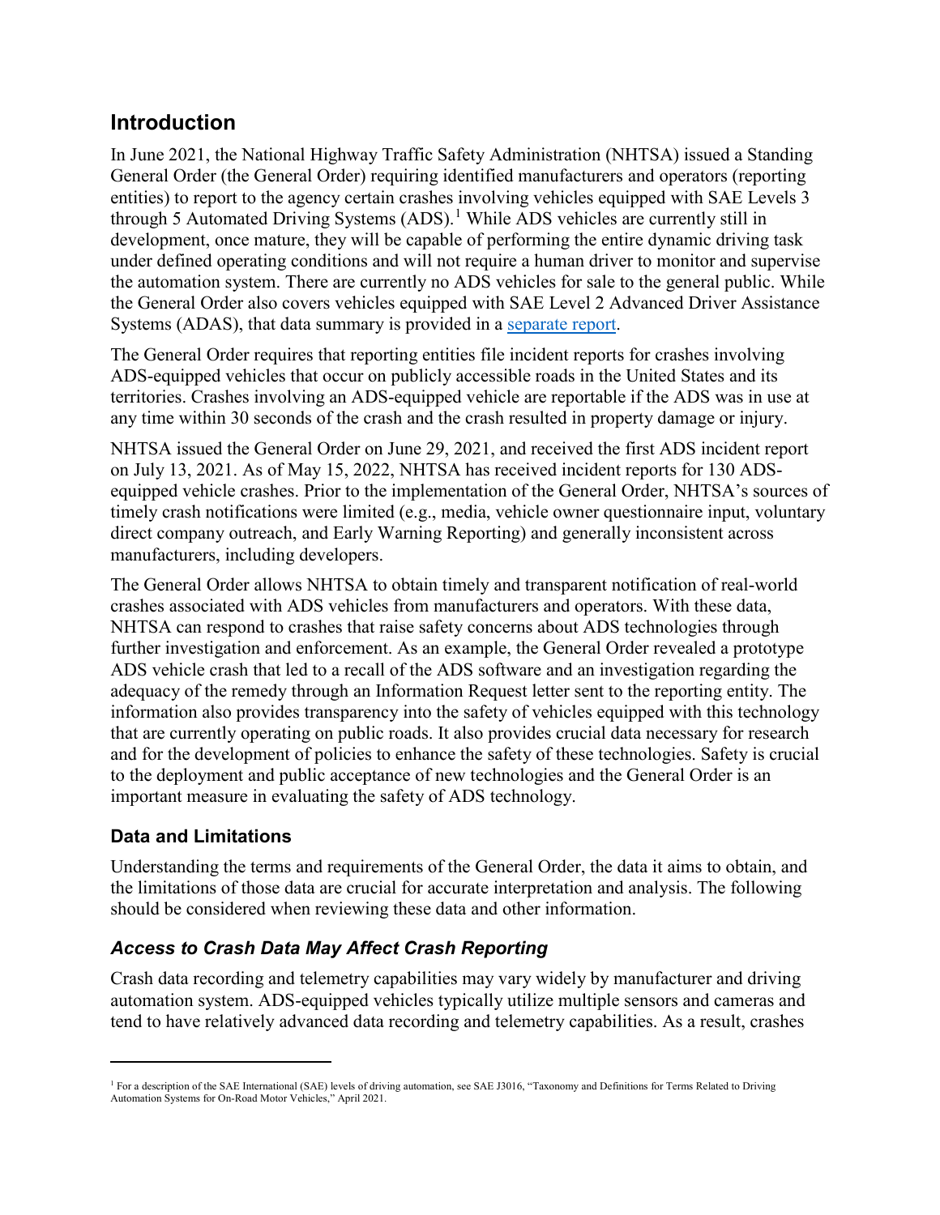## Introduction

In June 2021, the National Highway Traffic Safety Administration (NHTSA) issued a Standing General Order (the General Order) requiring identified manufacturers and operators (reporting entities) to report to the agency certain crashes involving vehicles equipped with SAE Levels 3 through 5 Automated Driving Systems (ADS).[1] While ADS vehicles are currently still in development, once mature, they will be capable of performing the entire dynamic driving task under defined operating conditions and will not require a human driver to monitor and supervise the automation system. There are currently no ADS vehicles for sale to the general public. While the General Order also covers vehicles equipped with SAE Level 2 Advanced Driver Assistance Systems (ADAS), that data summary is provided in a separate report.

The General Order requires that reporting entities file incident reports for crashes involving ADS-equipped vehicles that occur on publicly accessible roads in the United States and its territories. Crashes involving an ADS-equipped vehicle are reportable if the ADS was in use at any time within 30 seconds of the crash and the crash resulted in property damage or injury.

NHTSA issued the General Order on June 29, 2021, and received the first ADS incident report on July 13, 2021. As of May 15, 2022, NHTSA has received incident reports for 130 ADS-equipped vehicle crashes. Prior to the implementation of the General Order, NHTSA's sources of timely crash notifications were limited (e.g., media, vehicle owner questionnaire input, voluntary direct company outreach, and Early Warning Reporting) and generally inconsistent across manufacturers, including developers.

The General Order allows NHTSA to obtain timely and transparent notification of real-world crashes associated with ADS vehicles from manufacturers and operators. With these data, NHTSA can respond to crashes that raise safety concerns about ADS technologies through further investigation and enforcement. As an example, the General Order revealed a prototype ADS vehicle crash that led to a recall of the ADS software and an investigation regarding the adequacy of the remedy through an Information Request letter sent to the reporting entity. The information also provides transparency into the safety of vehicles equipped with this technology that are currently operating on public roads. It also provides crucial data necessary for research and for the development of policies to enhance the safety of these technologies. Safety is crucial to the deployment and public acceptance of new technologies and the General Order is an important measure in evaluating the safety of ADS technology.

### Data and Limitations

Understanding the terms and requirements of the General Order, the data it aims to obtain, and the limitations of those data are crucial for accurate interpretation and analysis. The following should be considered when reviewing these data and other information.

### *Access to Crash Data May Affect Crash Reporting*

Crash data recording and telemetry capabilities may vary widely by manufacturer and driving automation system. ADS-equipped vehicles typically utilize multiple sensors and cameras and tend to have relatively advanced data recording and telemetry capabilities. As a result, crashes

[1] For a description of the SAE International (SAE) levels of driving automation, see SAE J3016, "Taxonomy and Definitions for Terms Related to Driving Automation Systems for On-Road Motor Vehicles," April 2021.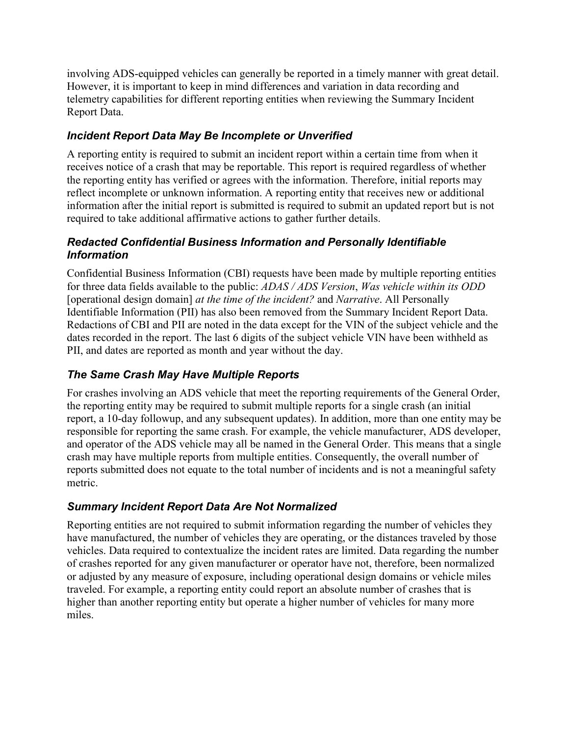involving ADS-equipped vehicles can generally be reported in a timely manner with great detail. However, it is important to keep in mind differences and variation in data recording and telemetry capabilities for different reporting entities when reviewing the Summary Incident Report Data.

### *Incident Report Data May Be Incomplete or Unverified*

A reporting entity is required to submit an incident report within a certain time from when it receives notice of a crash that may be reportable. This report is required regardless of whether the reporting entity has verified or agrees with the information. Therefore, initial reports may reflect incomplete or unknown information. A reporting entity that receives new or additional information after the initial report is submitted is required to submit an updated report but is not required to take additional affirmative actions to gather further details.

### *Redacted Confidential Business Information and Personally Identifiable Information*

Confidential Business Information (CBI) requests have been made by multiple reporting entities for three data fields available to the public: *ADAS / ADS Version*, *Was vehicle within its ODD* [operational design domain] *at the time of the incident?* and *Narrative*. All Personally Identifiable Information (PII) has also been removed from the Summary Incident Report Data. Redactions of CBI and PII are noted in the data except for the VIN of the subject vehicle and the dates recorded in the report. The last 6 digits of the subject vehicle VIN have been withheld as PII, and dates are reported as month and year without the day.

### *The Same Crash May Have Multiple Reports*

For crashes involving an ADS vehicle that meet the reporting requirements of the General Order, the reporting entity may be required to submit multiple reports for a single crash (an initial report, a 10-day followup, and any subsequent updates). In addition, more than one entity may be responsible for reporting the same crash. For example, the vehicle manufacturer, ADS developer, and operator of the ADS vehicle may all be named in the General Order. This means that a single crash may have multiple reports from multiple entities. Consequently, the overall number of reports submitted does not equate to the total number of incidents and is not a meaningful safety metric.

### *Summary Incident Report Data Are Not Normalized*

Reporting entities are not required to submit information regarding the number of vehicles they have manufactured, the number of vehicles they are operating, or the distances traveled by those vehicles. Data required to contextualize the incident rates are limited. Data regarding the number of crashes reported for any given manufacturer or operator have not, therefore, been normalized or adjusted by any measure of exposure, including operational design domains or vehicle miles traveled. For example, a reporting entity could report an absolute number of crashes that is higher than another reporting entity but operate a higher number of vehicles for many more miles.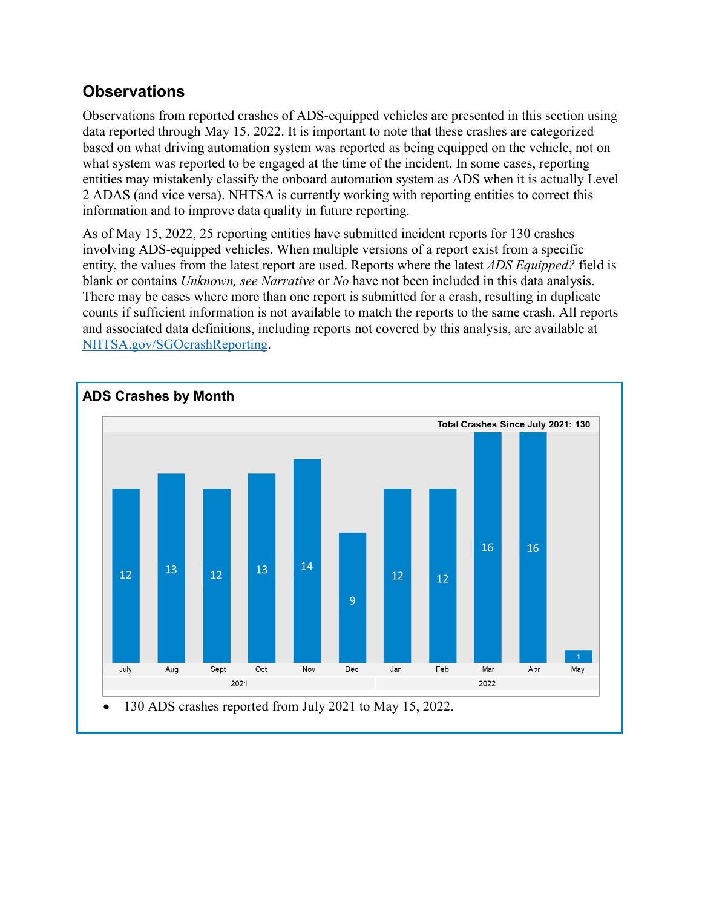## Observations

Observations from reported crashes of ADS-equipped vehicles are presented in this section using data reported through May 15, 2022. It is important to note that these crashes are categorized based on what driving automation system was reported as being equipped on the vehicle, not on what system was reported to be engaged at the time of the incident. In some cases, reporting entities may mistakenly classify the onboard automation system as ADS when it is actually Level 2 ADAS (and vice versa). NHTSA is currently working with reporting entities to correct this information and to improve data quality in future reporting.

As of May 15, 2022, 25 reporting entities have submitted incident reports for 130 crashes involving ADS-equipped vehicles. When multiple versions of a report exist from a specific entity, the values from the latest report are used. Reports where the latest *ADS Equipped?* field is blank or contains *Unknown, see Narrative* or *No* have not been included in this data analysis. There may be cases where more than one report is submitted for a crash, resulting in duplicate counts if sufficient information is not available to match the reports to the same crash. All reports and associated data definitions, including reports not covered by this analysis, are available at NHTSA.gov/SGOcrashReporting.

### ADS Crashes by Month

Total Crashes Since July 2021: 130

| Year | Month | Crashes |
|---|---|---|
| 2021 | July | 12 |
| 2021 | Aug | 13 |
| 2021 | Sept | 12 |
| 2021 | Oct | 13 |
| 2021 | Nov | 14 |
| 2021 | Dec | 9 |
| 2022 | Jan | 12 |
| 2022 | Feb | 12 |
| 2022 | Mar | 16 |
| 2022 | Apr | 16 |
| 2022 | May | 1 |

- 130 ADS crashes reported from July 2021 to May 15, 2022.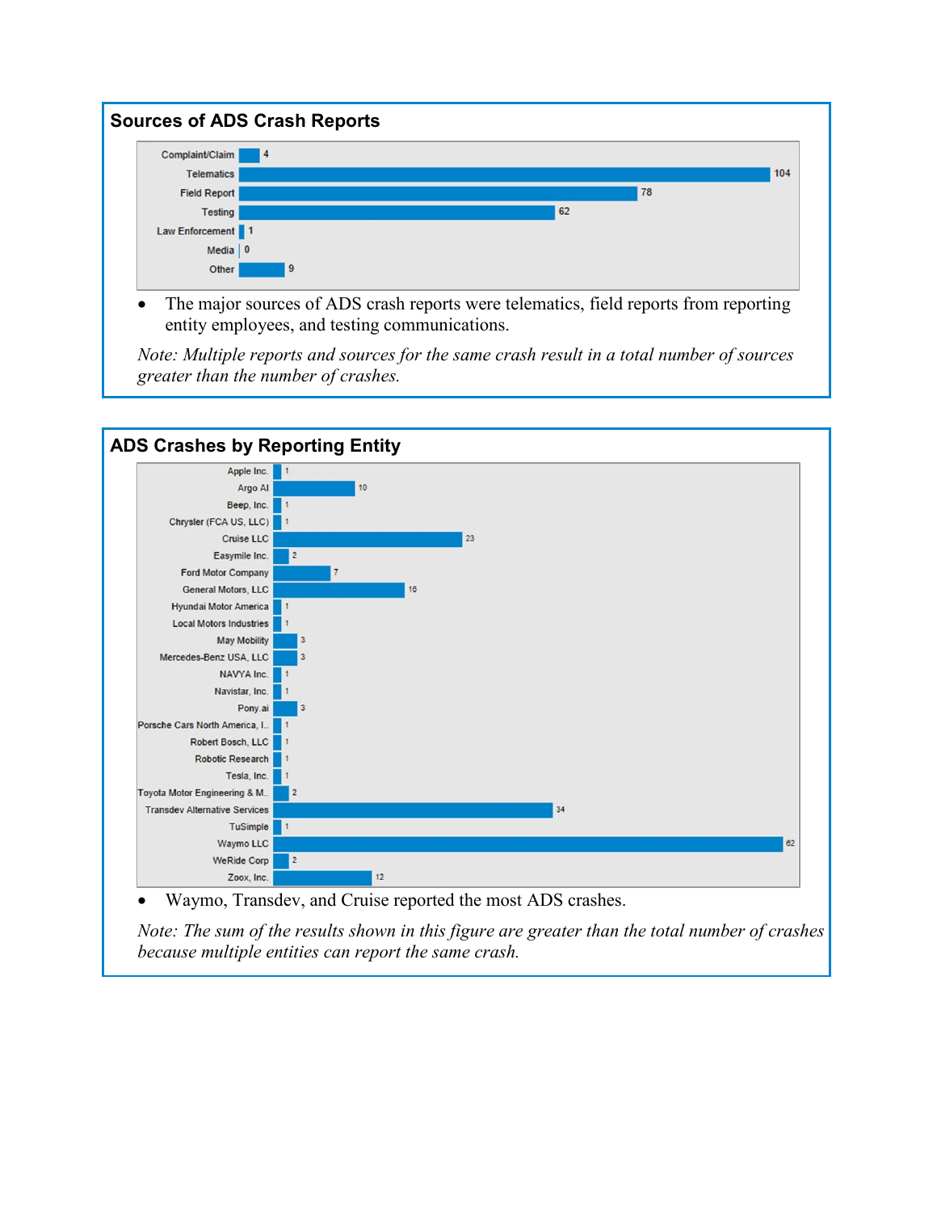## Sources of ADS Crash Reports

| Source | Count |
|---|---|
| Complaint/Claim | 4 |
| Telematics | 104 |
| Field Report | 78 |
| Testing | 62 |
| Law Enforcement | 1 |
| Media | 0 |
| Other | 9 |

- The major sources of ADS crash reports were telematics, field reports from reporting entity employees, and testing communications.

*Note: Multiple reports and sources for the same crash result in a total number of sources greater than the number of crashes.*

## ADS Crashes by Reporting Entity

| Reporting Entity | Crashes |
|---|---|
| Apple Inc. | 1 |
| Argo AI | 10 |
| Beep, Inc. | 1 |
| Chrysler (FCA US, LLC) | 1 |
| Cruise LLC | 23 |
| Easymile Inc. | 2 |
| Ford Motor Company | 7 |
| General Motors, LLC | 16 |
| Hyundai Motor America | 1 |
| Local Motors Industries | 1 |
| May Mobility | 3 |
| Mercedes-Benz USA, LLC | 3 |
| NAVYA Inc. | 1 |
| Navistar, Inc. | 1 |
| Pony.ai | 3 |
| Porsche Cars North America, I.. | 1 |
| Robert Bosch, LLC | 1 |
| Robotic Research | 1 |
| Tesla, Inc. | 1 |
| Toyota Motor Engineering & M.. | 2 |
| Transdev Alternative Services | 34 |
| TuSimple | 1 |
| Waymo LLC | 62 |
| WeRide Corp | 2 |
| Zoox, Inc. | 12 |

- Waymo, Transdev, and Cruise reported the most ADS crashes.

*Note: The sum of the results shown in this figure are greater than the total number of crashes because multiple entities can report the same crash.*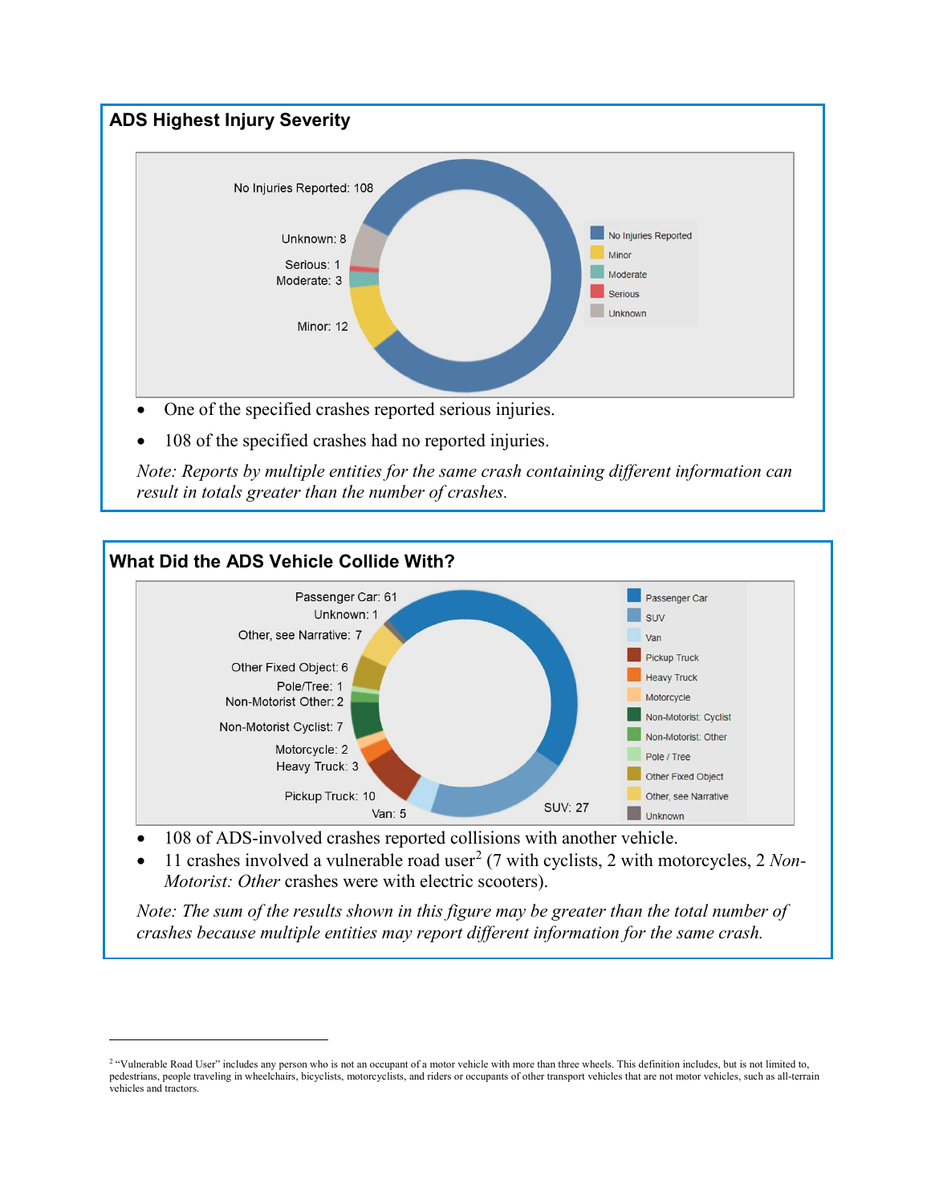## ADS Highest Injury Severity

No Injuries Reported: 108
Unknown: 8
Serious: 1
Moderate: 3
Minor: 12

- No Injuries Reported
- Minor
- Moderate
- Serious
- Unknown

- One of the specified crashes reported serious injuries.
- 108 of the specified crashes had no reported injuries.

*Note: Reports by multiple entities for the same crash containing different information can result in totals greater than the number of crashes.*

## What Did the ADS Vehicle Collide With?

Passenger Car: 61
Unknown: 1
Other, see Narrative: 7
Other Fixed Object: 6
Pole/Tree: 1
Non-Motorist Other: 2
Non-Motorist Cyclist: 7
Motorcycle: 2
Heavy Truck: 3
Pickup Truck: 10
Van: 5
SUV: 27

- Passenger Car
- SUV
- Van
- Pickup Truck
- Heavy Truck
- Motorcycle
- Non-Motorist: Cyclist
- Non-Motorist: Other
- Pole / Tree
- Other Fixed Object
- Other, see Narrative
- Unknown

- 108 of ADS-involved crashes reported collisions with another vehicle.
- 11 crashes involved a vulnerable road user[2] (7 with cyclists, 2 with motorcycles, 2 *Non-Motorist: Other* crashes were with electric scooters).

*Note: The sum of the results shown in this figure may be greater than the total number of crashes because multiple entities may report different information for the same crash.*

[2] "Vulnerable Road User" includes any person who is not an occupant of a motor vehicle with more than three wheels. This definition includes, but is not limited to, pedestrians, people traveling in wheelchairs, bicyclists, motorcyclists, and riders or occupants of other transport vehicles that are not motor vehicles, such as all-terrain vehicles and tractors.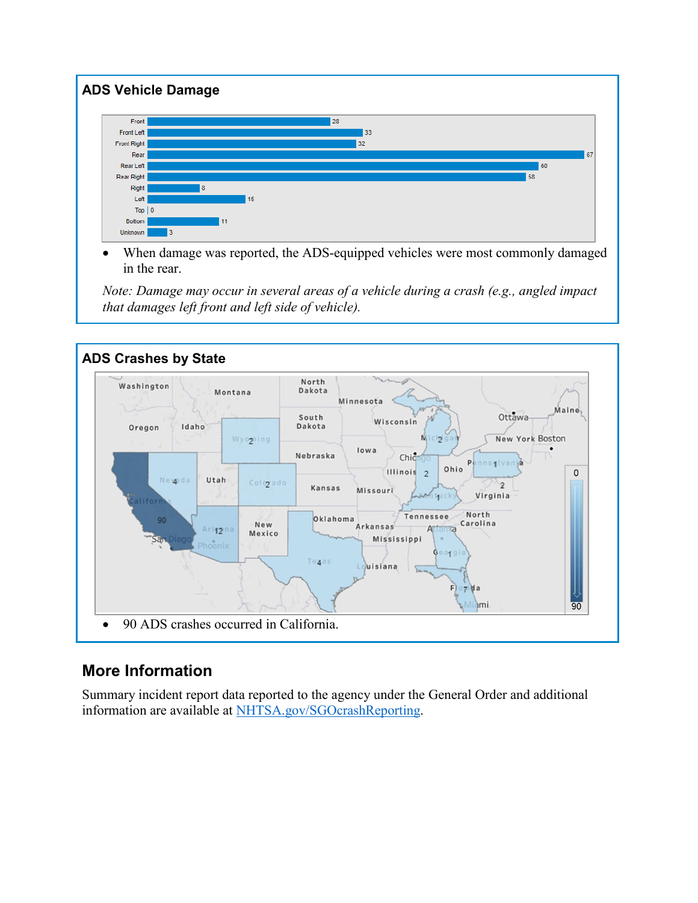## ADS Vehicle Damage

| Damage Area | Count |
|---|---|
| Front | 28 |
| Front Left | 33 |
| Front Right | 32 |
| Rear | 67 |
| Rear Left | 60 |
| Rear Right | 58 |
| Right | 8 |
| Left | 15 |
| Top | 0 |
| Bottom | 11 |
| Unknown | 3 |

- When damage was reported, the ADS-equipped vehicles were most commonly damaged in the rear.

*Note: Damage may occur in several areas of a vehicle during a crash (e.g., angled impact that damages left front and left side of vehicle).*

## ADS Crashes by State

| State | Crashes |
|---|---|
| California | 90 |
| Arizona | 12 |
| Florida | 7 |
| Nevada | 4 |
| Texas | 4 |
| Wyoming | 2 |
| Colorado | 2 |
| Michigan | 2 |
| Illinois | 2 |
| Virginia | 2 |
| Pennsylvania | 1 |
| Kentucky | 1 |
| Georgia | 1 |

- 90 ADS crashes occurred in California.

## More Information

Summary incident report data reported to the agency under the General Order and additional information are available at NHTSA.gov/SGOcrashReporting.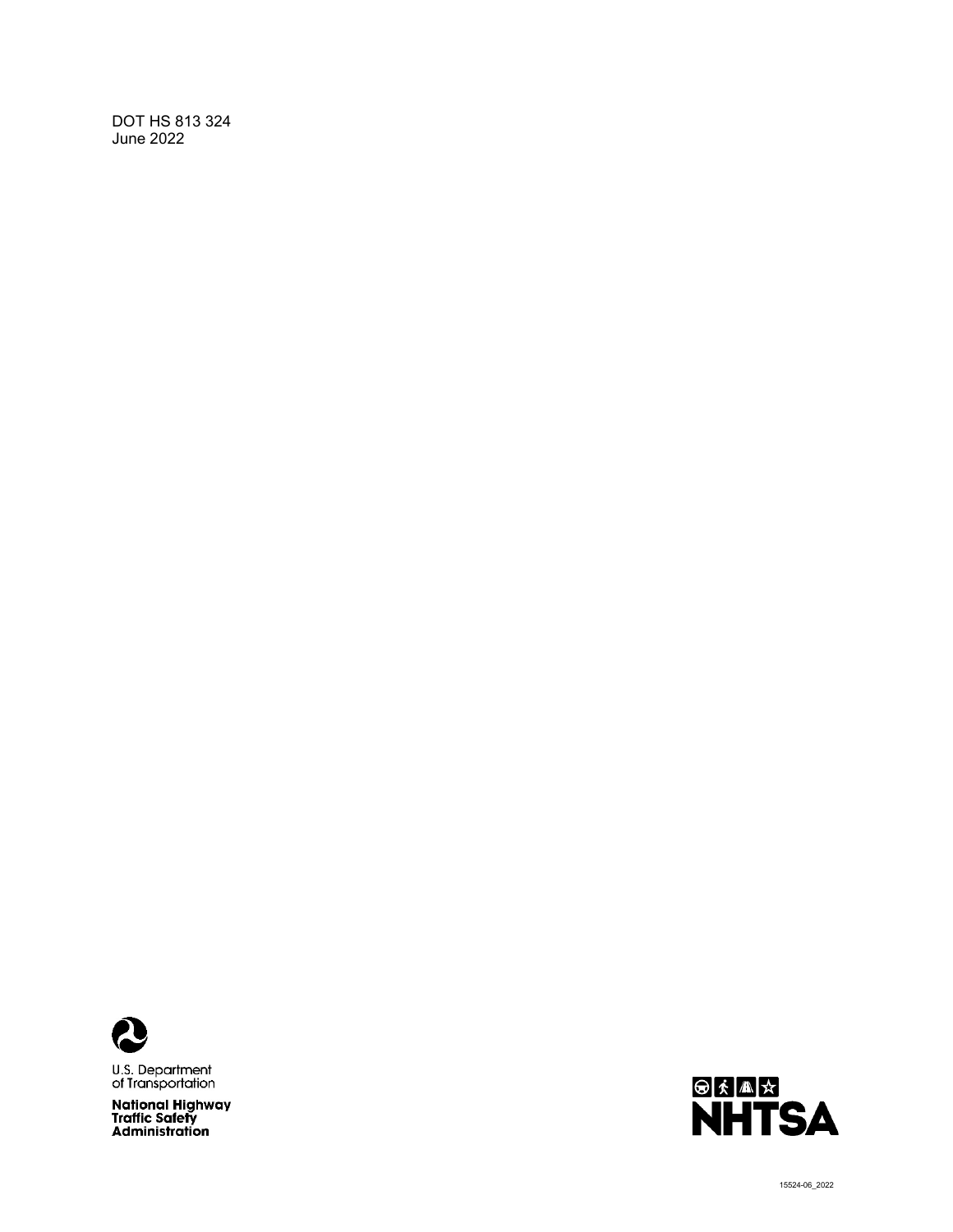DOT HS 813 324
June 2022

U.S. Department of Transportation

**National Highway Traffic Safety Administration**

NHTSA

15524-06_2022